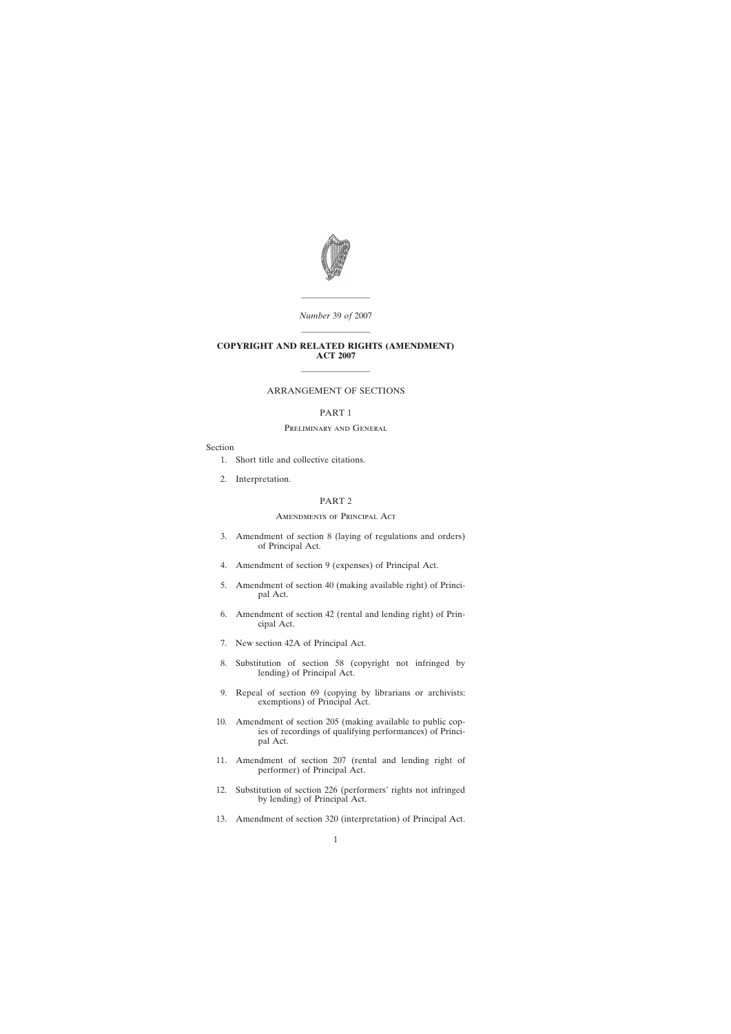*Number* 39 *of* 2007

# COPYRIGHT AND RELATED RIGHTS (AMENDMENT) ACT 2007

## ARRANGEMENT OF SECTIONS

### PART 1

#### Preliminary and General

Section

1. Short title and collective citations.
2. Interpretation.

### PART 2

#### Amendments of Principal Act

3. Amendment of section 8 (laying of regulations and orders) of Principal Act.
4. Amendment of section 9 (expenses) of Principal Act.
5. Amendment of section 40 (making available right) of Principal Act.
6. Amendment of section 42 (rental and lending right) of Principal Act.
7. New section 42A of Principal Act.
8. Substitution of section 58 (copyright not infringed by lending) of Principal Act.
9. Repeal of section 69 (copying by librarians or archivists: exemptions) of Principal Act.
10. Amendment of section 205 (making available to public copies of recordings of qualifying performances) of Principal Act.
11. Amendment of section 207 (rental and lending right of performer) of Principal Act.
12. Substitution of section 226 (performers' rights not infringed by lending) of Principal Act.
13. Amendment of section 320 (interpretation) of Principal Act.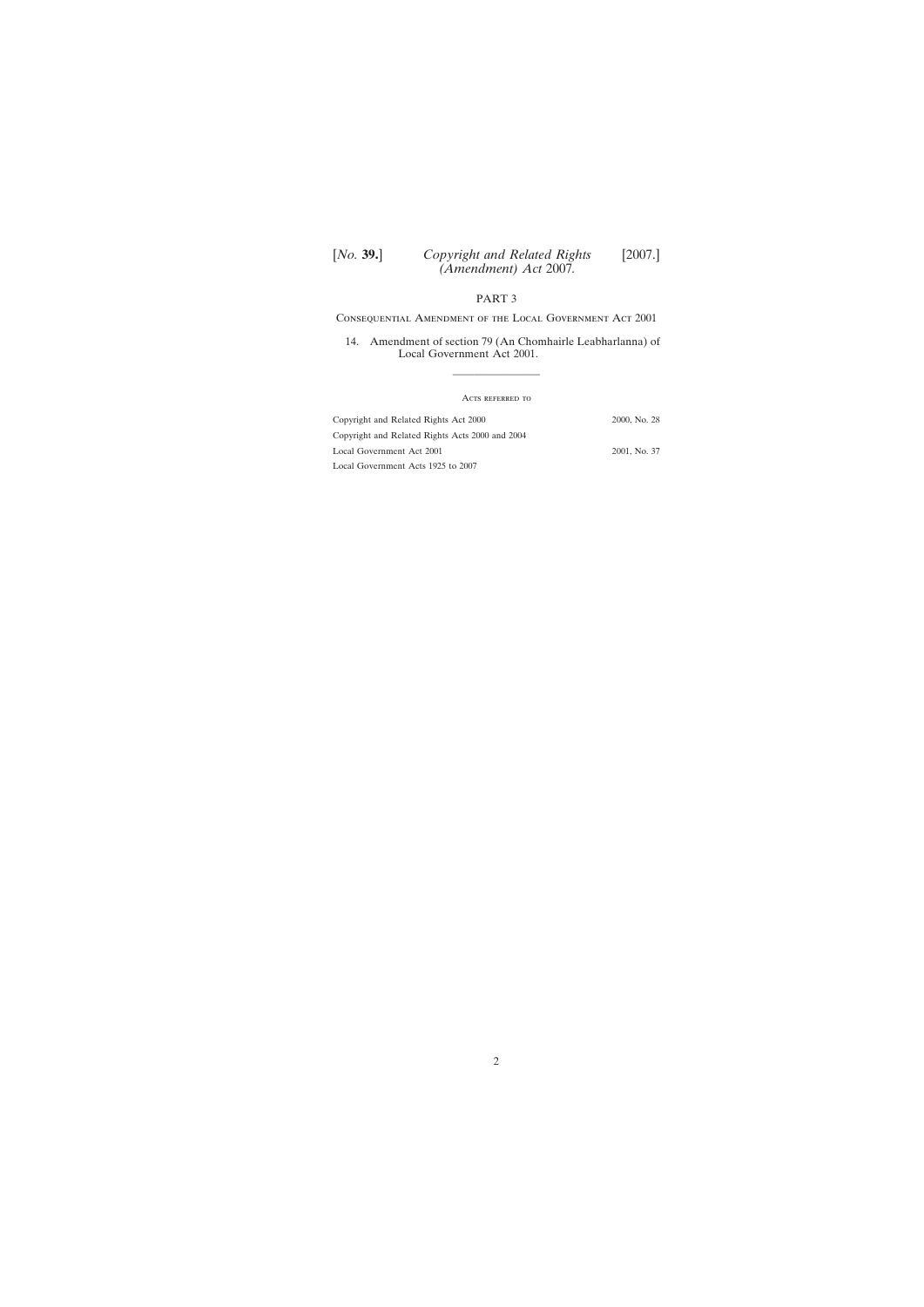PART 3

Consequential Amendment of the Local Government Act 2001

14. Amendment of section 79 (An Chomhairle Leabharlanna) of Local Government Act 2001.

---

Acts referred to

| | |
|---|---|
| Copyright and Related Rights Act 2000 | 2000, No. 28 |
| Copyright and Related Rights Acts 2000 and 2004 | |
| Local Government Act 2001 | 2001, No. 37 |
| Local Government Acts 1925 to 2007 | |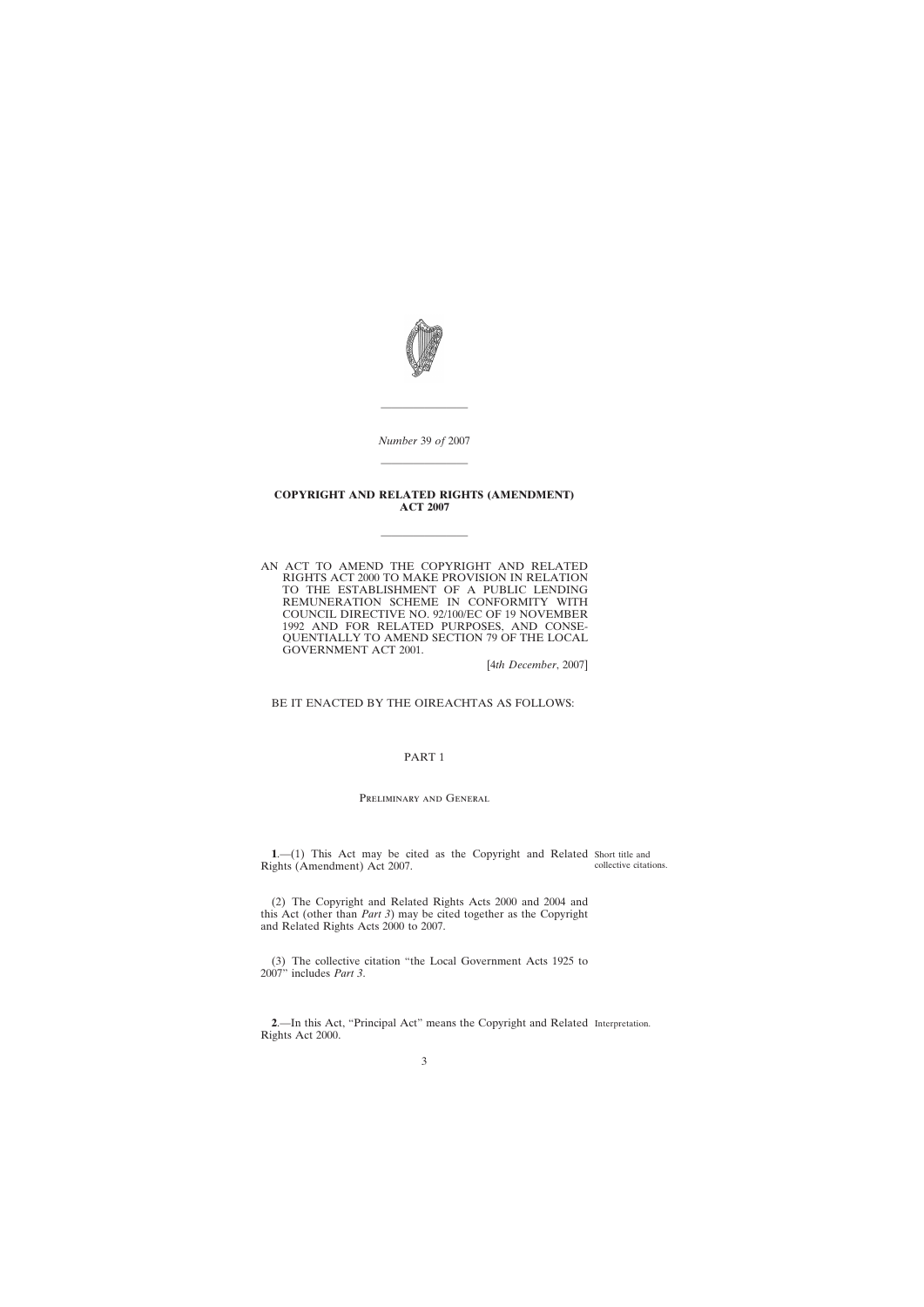*Number* 39 *of* 2007

---

# COPYRIGHT AND RELATED RIGHTS (AMENDMENT) ACT 2007

---

AN ACT TO AMEND THE COPYRIGHT AND RELATED RIGHTS ACT 2000 TO MAKE PROVISION IN RELATION TO THE ESTABLISHMENT OF A PUBLIC LENDING REMUNERATION SCHEME IN CONFORMITY WITH COUNCIL DIRECTIVE NO. 92/100/EC OF 19 NOVEMBER 1992 AND FOR RELATED PURPOSES, AND CONSEQUENTIALLY TO AMEND SECTION 79 OF THE LOCAL GOVERNMENT ACT 2001.

[4*th December*, 2007]

BE IT ENACTED BY THE OIREACHTAS AS FOLLOWS:

## PART 1

### Preliminary and General

Short title and collective citations.

**1**.—(1) This Act may be cited as the Copyright and Related Rights (Amendment) Act 2007.

(2) The Copyright and Related Rights Acts 2000 and 2004 and this Act (other than *Part 3*) may be cited together as the Copyright and Related Rights Acts 2000 to 2007.

(3) The collective citation "the Local Government Acts 1925 to 2007" includes *Part 3*.

Interpretation.

**2**.—In this Act, "Principal Act" means the Copyright and Related Rights Act 2000.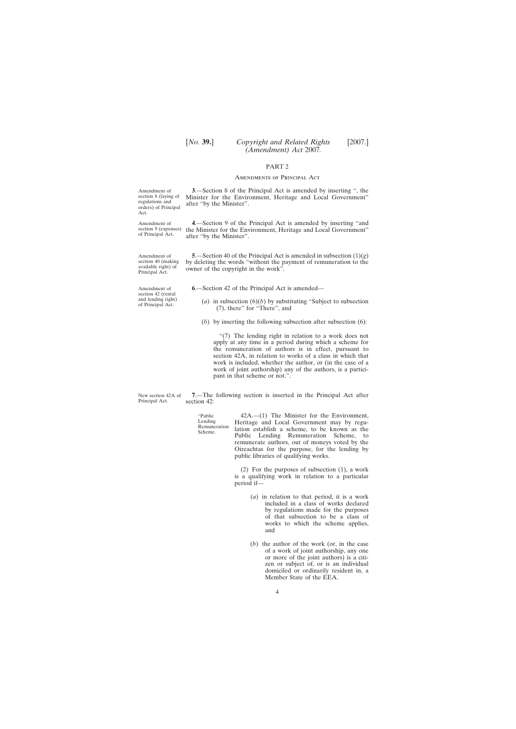## PART 2

### Amendments of Principal Act

Amendment of section 8 (laying of regulations and orders) of Principal Act.

**3**.—Section 8 of the Principal Act is amended by inserting ", the Minister for the Environment, Heritage and Local Government" after "by the Minister".

Amendment of section 9 (expenses) of Principal Act.

**4**.—Section 9 of the Principal Act is amended by inserting "and the Minister for the Environment, Heritage and Local Government" after "by the Minister".

Amendment of section 40 (making available right) of Principal Act.

**5**.—Section 40 of the Principal Act is amended in subsection (1)(*g*) by deleting the words "without the payment of remuneration to the owner of the copyright in the work".

Amendment of section 42 (rental and lending right) of Principal Act.

**6**.—Section 42 of the Principal Act is amended—

(*a*) in subsection (6)(*b*) by substituting "Subject to subsection (7), there" for "There", and

(*b*) by inserting the following subsection after subsection (6):

"(7) The lending right in relation to a work does not apply at any time in a period during which a scheme for the remuneration of authors is in effect, pursuant to section 42A, in relation to works of a class in which that work is included, whether the author, or (in the case of a work of joint authorship) any of the authors, is a participant in that scheme or not.".

New section 42A of Principal Act.

**7**.—The following section is inserted in the Principal Act after section 42:

"Public Lending Remuneration Scheme.

42A.—(1) The Minister for the Environment, Heritage and Local Government may by regulation establish a scheme, to be known as the Public Lending Remuneration Scheme, to remunerate authors, out of moneys voted by the Oireachtas for the purpose, for the lending by public libraries of qualifying works.

(2) For the purposes of subsection (1), a work is a qualifying work in relation to a particular period if—

(*a*) in relation to that period, it is a work included in a class of works declared by regulations made for the purposes of that subsection to be a class of works to which the scheme applies, and

(*b*) the author of the work (or, in the case of a work of joint authorship, any one or more of the joint authors) is a citizen or subject of, or is an individual domiciled or ordinarily resident in, a Member State of the EEA.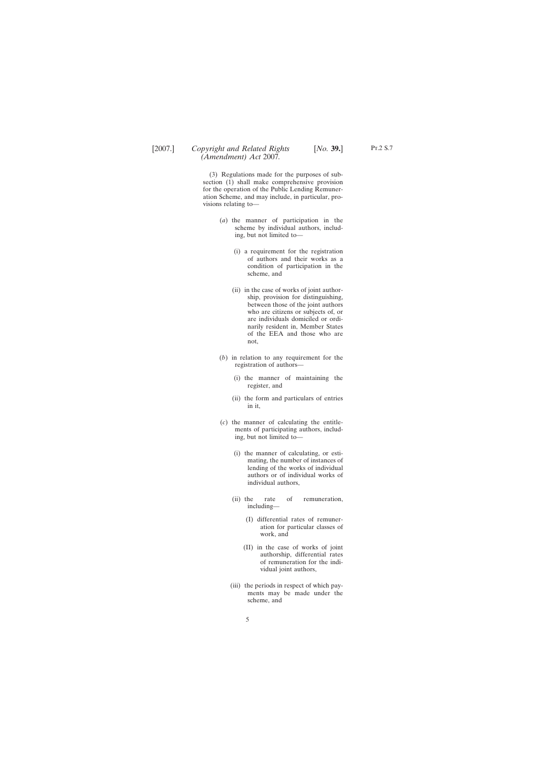(3) Regulations made for the purposes of subsection (1) shall make comprehensive provision for the operation of the Public Lending Remuneration Scheme, and may include, in particular, provisions relating to—

- (*a*) the manner of participation in the scheme by individual authors, including, but not limited to—
  - (i) a requirement for the registration of authors and their works as a condition of participation in the scheme, and
  - (ii) in the case of works of joint authorship, provision for distinguishing, between those of the joint authors who are citizens or subjects of, or are individuals domiciled or ordinarily resident in, Member States of the EEA and those who are not,
- (*b*) in relation to any requirement for the registration of authors—
  - (i) the manner of maintaining the register, and
  - (ii) the form and particulars of entries in it,
- (*c*) the manner of calculating the entitlements of participating authors, including, but not limited to—
  - (i) the manner of calculating, or estimating, the number of instances of lending of the works of individual authors or of individual works of individual authors,
  - (ii) the rate of remuneration, including—
    - (I) differential rates of remuneration for particular classes of work, and
    - (II) in the case of works of joint authorship, differential rates of remuneration for the individual joint authors,
  - (iii) the periods in respect of which payments may be made under the scheme, and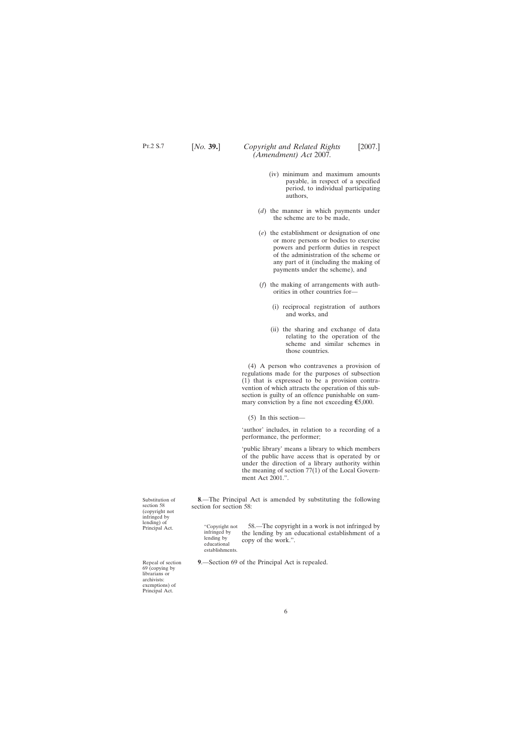(iv) minimum and maximum amounts payable, in respect of a specified period, to individual participating authors,

(*d*) the manner in which payments under the scheme are to be made,

(*e*) the establishment or designation of one or more persons or bodies to exercise powers and perform duties in respect of the administration of the scheme or any part of it (including the making of payments under the scheme), and

(*f*) the making of arrangements with authorities in other countries for—

(i) reciprocal registration of authors and works, and

(ii) the sharing and exchange of data relating to the operation of the scheme and similar schemes in those countries.

(4) A person who contravenes a provision of regulations made for the purposes of subsection (1) that is expressed to be a provision contravention of which attracts the operation of this subsection is guilty of an offence punishable on summary conviction by a fine not exceeding €5,000.

(5) In this section—

'author' includes, in relation to a recording of a performance, the performer;

'public library' means a library to which members of the public have access that is operated by or under the direction of a library authority within the meaning of section 77(1) of the Local Government Act 2001.".

Substitution of section 58 (copyright not infringed by lending) of Principal Act.

**8**.—The Principal Act is amended by substituting the following section for section 58:

"Copyright not infringed by lending by educational establishments.

58.—The copyright in a work is not infringed by the lending by an educational establishment of a copy of the work.".

Repeal of section 69 (copying by librarians or archivists: exemptions) of Principal Act.

**9**.—Section 69 of the Principal Act is repealed.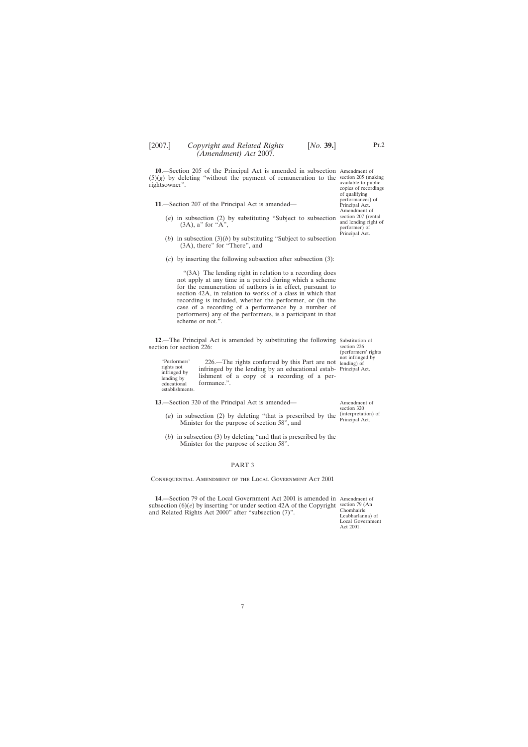**10**.—Section 205 of the Principal Act is amended in subsection (5)(*g*) by deleting "without the payment of remuneration to the rightsowner".

Amendment of section 205 (making available to public copies of recordings of qualifying performances) of Principal Act.

**11**.—Section 207 of the Principal Act is amended—

Amendment of section 207 (rental and lending right of performer) of Principal Act.

(*a*) in subsection (2) by substituting "Subject to subsection (3A), a" for "A",

(*b*) in subsection (3)(*b*) by substituting "Subject to subsection (3A), there" for "There", and

(*c*) by inserting the following subsection after subsection (3):

"(3A) The lending right in relation to a recording does not apply at any time in a period during which a scheme for the remuneration of authors is in effect, pursuant to section 42A, in relation to works of a class in which that recording is included, whether the performer, or (in the case of a recording of a performance by a number of performers) any of the performers, is a participant in that scheme or not.".

**12**.—The Principal Act is amended by substituting the following section for section 226:

Substitution of section 226 (performers' rights not infringed by lending) of Principal Act.

"Performers' rights not infringed by lending by educational establishments.

226.—The rights conferred by this Part are not infringed by the lending by an educational establishment of a copy of a recording of a performance.".

**13**.—Section 320 of the Principal Act is amended—

Amendment of section 320 (interpretation) of Principal Act.

(*a*) in subsection (2) by deleting "that is prescribed by the Minister for the purpose of section 58", and

(*b*) in subsection (3) by deleting "and that is prescribed by the Minister for the purpose of section 58".

## PART 3

### Consequential Amendment of the Local Government Act 2001

**14**.—Section 79 of the Local Government Act 2001 is amended in subsection (6)(*e*) by inserting "or under section 42A of the Copyright and Related Rights Act 2000" after "subsection (7)".

Amendment of section 79 (An Chomhairle Leabharlanna) of Local Government Act 2001.